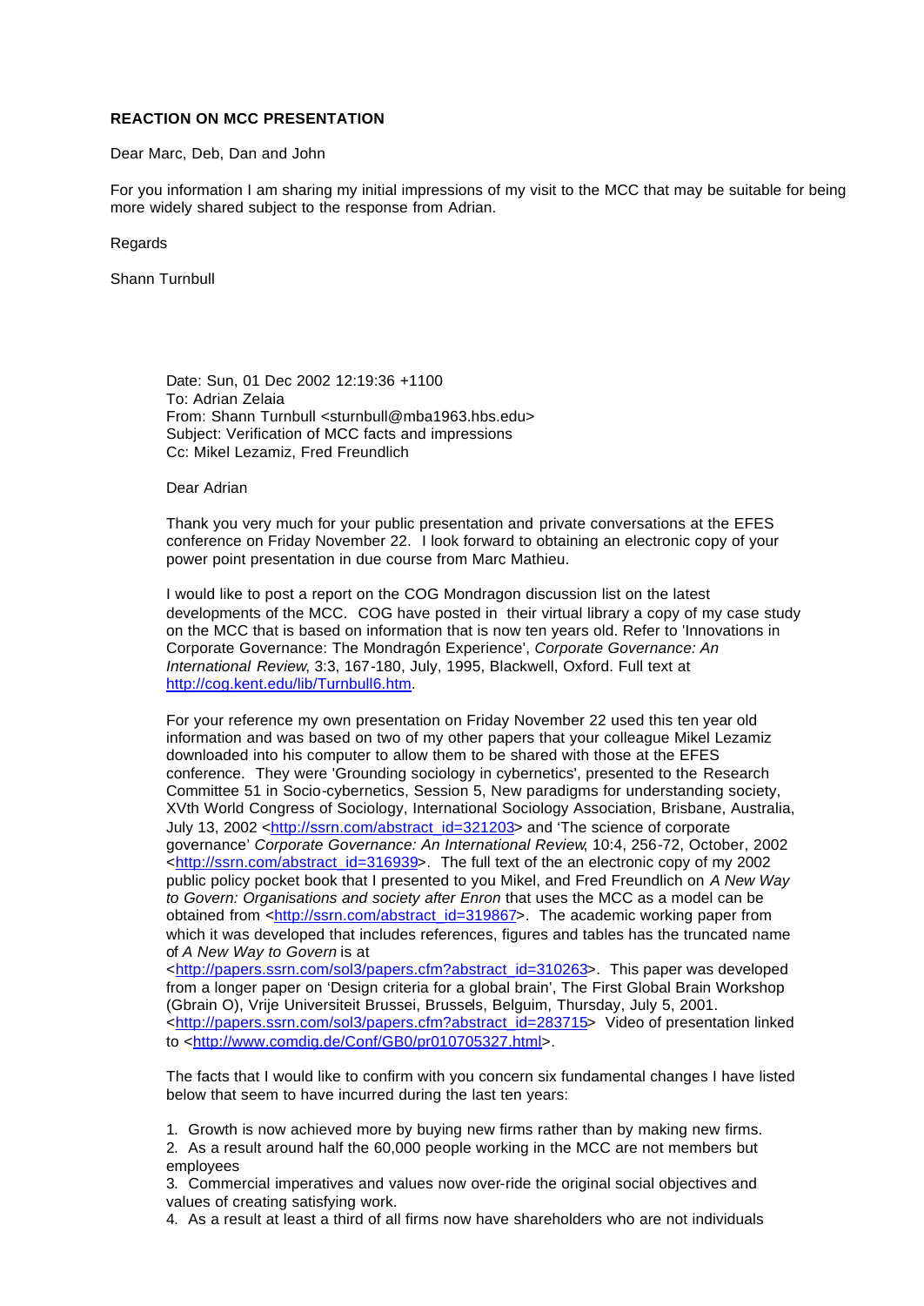**REACTION ON MCC PRESENTATION**

Dear Marc, Deb, Dan and John

For you information I am sharing my initial impressions of my visit to the MCC that may be suitable for being more widely shared subject to the response from Adrian.

Regards

Shann Turnbull

Date: Sun, 01 Dec 2002 12:19:36 +1100
To: Adrian Zelaia
From: Shann Turnbull <sturnbull@mba1963.hbs.edu>
Subject: Verification of MCC facts and impressions
Cc: Mikel Lezamiz, Fred Freundlich

Dear Adrian

Thank you very much for your public presentation and private conversations at the EFES conference on Friday November 22. I look forward to obtaining an electronic copy of your power point presentation in due course from Marc Mathieu.

I would like to post a report on the COG Mondragon discussion list on the latest developments of the MCC. COG have posted in their virtual library a copy of my case study on the MCC that is based on information that is now ten years old. Refer to 'Innovations in Corporate Governance: The Mondragón Experience', *Corporate Governance: An International Review*, 3:3, 167-180, July, 1995, Blackwell, Oxford. Full text at http://cog.kent.edu/lib/Turnbull6.htm.

For your reference my own presentation on Friday November 22 used this ten year old information and was based on two of my other papers that your colleague Mikel Lezamiz downloaded into his computer to allow them to be shared with those at the EFES conference. They were 'Grounding sociology in cybernetics', presented to the Research Committee 51 in Socio-cybernetics, Session 5, New paradigms for understanding society, XVth World Congress of Sociology, International Sociology Association, Brisbane, Australia, July 13, 2002 <http://ssrn.com/abstract_id=321203> and 'The science of corporate governance' *Corporate Governance: An International Review*, 10:4, 256-72, October, 2002 <http://ssrn.com/abstract_id=316939>. The full text of the an electronic copy of my 2002 public policy pocket book that I presented to you Mikel, and Fred Freundlich on *A New Way to Govern: Organisations and society after Enron* that uses the MCC as a model can be obtained from <http://ssrn.com/abstract_id=319867>. The academic working paper from which it was developed that includes references, figures and tables has the truncated name of *A New Way to Govern* is at <http://papers.ssrn.com/sol3/papers.cfm?abstract_id=310263>. This paper was developed from a longer paper on 'Design criteria for a global brain', The First Global Brain Workshop (Gbrain O), Vrije Universiteit Brussei, Brussels, Belguim, Thursday, July 5, 2001. <http://papers.ssrn.com/sol3/papers.cfm?abstract_id=283715> Video of presentation linked to <http://www.comdig.de/Conf/GB0/pr010705327.html>.

The facts that I would like to confirm with you concern six fundamental changes I have listed below that seem to have incurred during the last ten years:

1. Growth is now achieved more by buying new firms rather than by making new firms.
2. As a result around half the 60,000 people working in the MCC are not members but employees
3. Commercial imperatives and values now over-ride the original social objectives and values of creating satisfying work.
4. As a result at least a third of all firms now have shareholders who are not individuals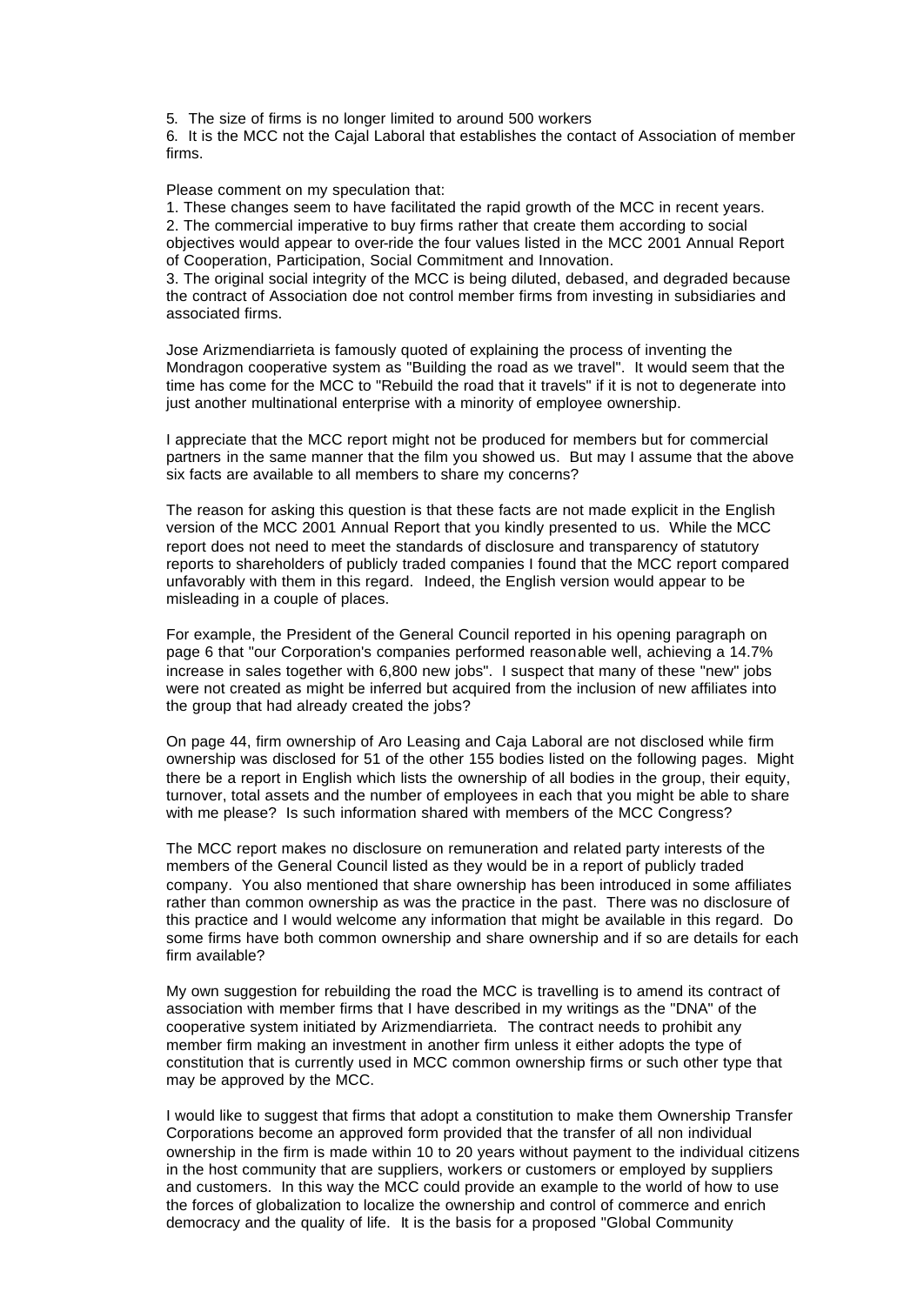5. The size of firms is no longer limited to around 500 workers
6. It is the MCC not the Cajal Laboral that establishes the contact of Association of member firms.

Please comment on my speculation that:

1. These changes seem to have facilitated the rapid growth of the MCC in recent years.
2. The commercial imperative to buy firms rather that create them according to social objectives would appear to over-ride the four values listed in the MCC 2001 Annual Report of Cooperation, Participation, Social Commitment and Innovation.
3. The original social integrity of the MCC is being diluted, debased, and degraded because the contract of Association doe not control member firms from investing in subsidiaries and associated firms.

Jose Arizmendiarrieta is famously quoted of explaining the process of inventing the Mondragon cooperative system as "Building the road as we travel". It would seem that the time has come for the MCC to "Rebuild the road that it travels" if it is not to degenerate into just another multinational enterprise with a minority of employee ownership.

I appreciate that the MCC report might not be produced for members but for commercial partners in the same manner that the film you showed us. But may I assume that the above six facts are available to all members to share my concerns?

The reason for asking this question is that these facts are not made explicit in the English version of the MCC 2001 Annual Report that you kindly presented to us. While the MCC report does not need to meet the standards of disclosure and transparency of statutory reports to shareholders of publicly traded companies I found that the MCC report compared unfavorably with them in this regard. Indeed, the English version would appear to be misleading in a couple of places.

For example, the President of the General Council reported in his opening paragraph on page 6 that "our Corporation's companies performed reasonable well, achieving a 14.7% increase in sales together with 6,800 new jobs". I suspect that many of these "new" jobs were not created as might be inferred but acquired from the inclusion of new affiliates into the group that had already created the jobs?

On page 44, firm ownership of Aro Leasing and Caja Laboral are not disclosed while firm ownership was disclosed for 51 of the other 155 bodies listed on the following pages. Might there be a report in English which lists the ownership of all bodies in the group, their equity, turnover, total assets and the number of employees in each that you might be able to share with me please? Is such information shared with members of the MCC Congress?

The MCC report makes no disclosure on remuneration and related party interests of the members of the General Council listed as they would be in a report of publicly traded company. You also mentioned that share ownership has been introduced in some affiliates rather than common ownership as was the practice in the past. There was no disclosure of this practice and I would welcome any information that might be available in this regard. Do some firms have both common ownership and share ownership and if so are details for each firm available?

My own suggestion for rebuilding the road the MCC is travelling is to amend its contract of association with member firms that I have described in my writings as the "DNA" of the cooperative system initiated by Arizmendiarrieta. The contract needs to prohibit any member firm making an investment in another firm unless it either adopts the type of constitution that is currently used in MCC common ownership firms or such other type that may be approved by the MCC.

I would like to suggest that firms that adopt a constitution to make them Ownership Transfer Corporations become an approved form provided that the transfer of all non individual ownership in the firm is made within 10 to 20 years without payment to the individual citizens in the host community that are suppliers, workers or customers or employed by suppliers and customers. In this way the MCC could provide an example to the world of how to use the forces of globalization to localize the ownership and control of commerce and enrich democracy and the quality of life. It is the basis for a proposed "Global Community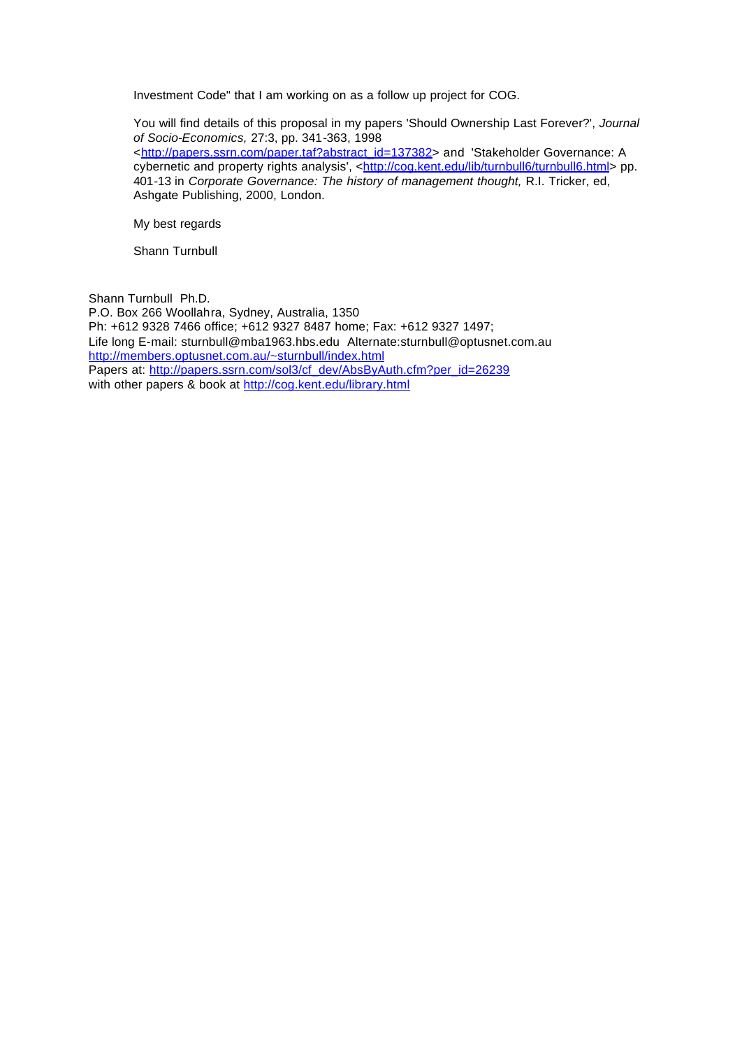Investment Code" that I am working on as a follow up project for COG.

You will find details of this proposal in my papers 'Should Ownership Last Forever?', *Journal of Socio-Economics,* 27:3, pp. 341-363, 1998 <http://papers.ssrn.com/paper.taf?abstract_id=137382> and 'Stakeholder Governance: A cybernetic and property rights analysis', <http://cog.kent.edu/lib/turnbull6/turnbull6.html> pp. 401-13 in *Corporate Governance: The history of management thought,* R.I. Tricker, ed, Ashgate Publishing, 2000, London.

My best regards

Shann Turnbull

Shann Turnbull Ph.D.
P.O. Box 266 Woollahra, Sydney, Australia, 1350
Ph: +612 9328 7466 office; +612 9327 8487 home; Fax: +612 9327 1497;
Life long E-mail: sturnbull@mba1963.hbs.edu Alternate:sturnbull@optusnet.com.au
http://members.optusnet.com.au/~sturnbull/index.html
Papers at: http://papers.ssrn.com/sol3/cf_dev/AbsByAuth.cfm?per_id=26239
with other papers & book at http://cog.kent.edu/library.html